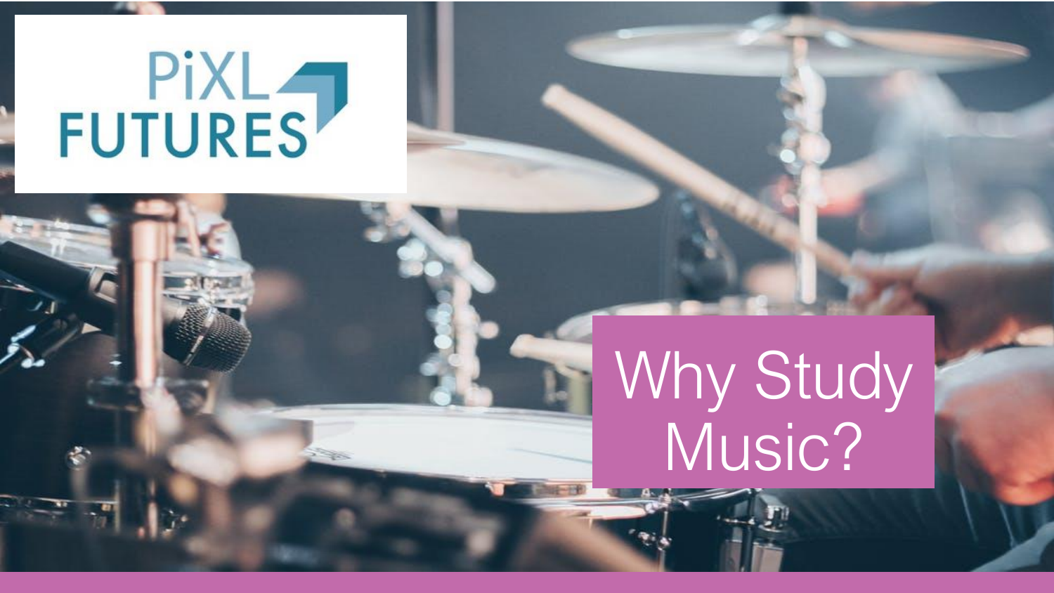PiXL FUTURES

# Why Study Music?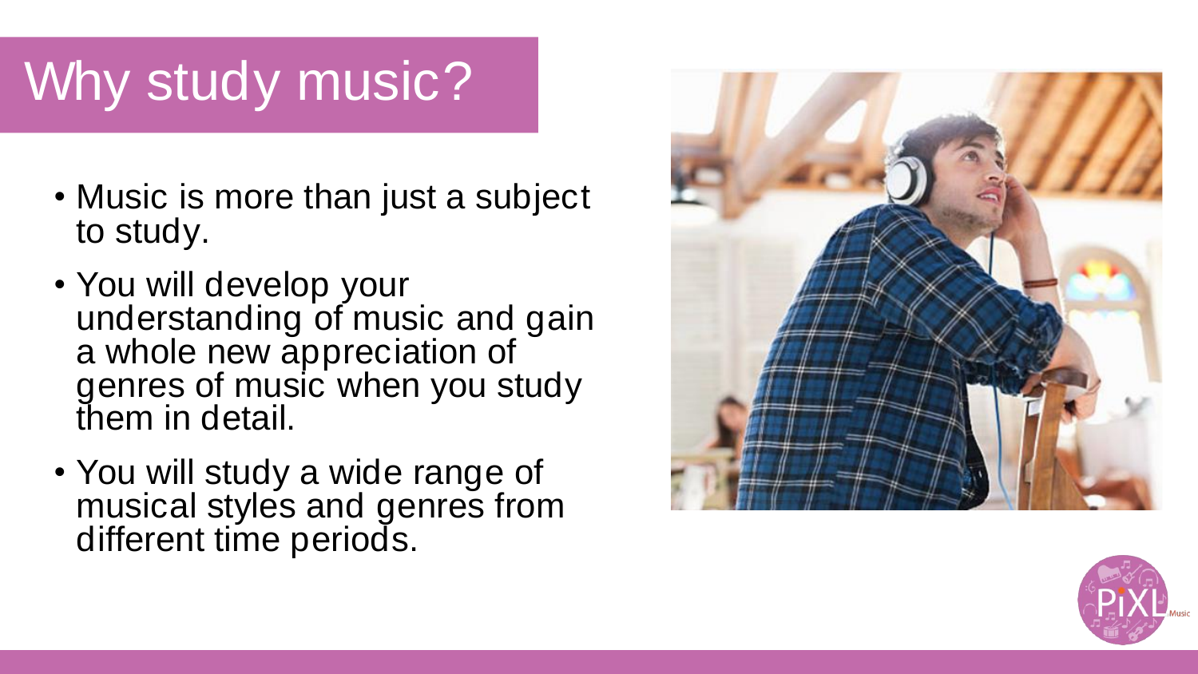# Why study music?

- Music is more than just a subject to study.
- You will develop your understanding of music and gain a whole new appreciation of genres of music when you study them in detail.
- You will study a wide range of musical styles and genres from different time periods.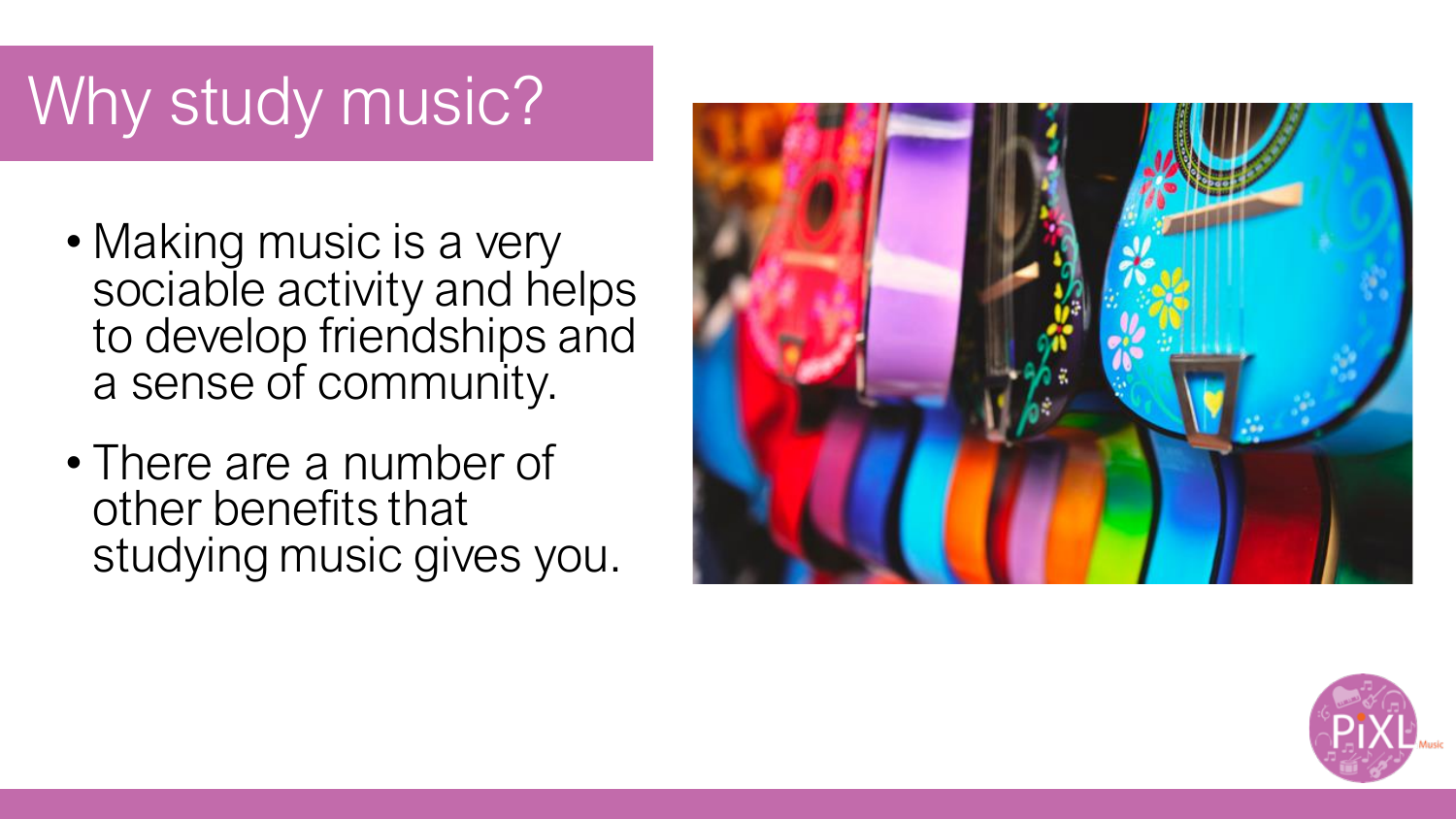# Why study music?

- Making music is a very sociable activity and helps to develop friendships and a sense of community.
- There are a number of other benefits that studying music gives you.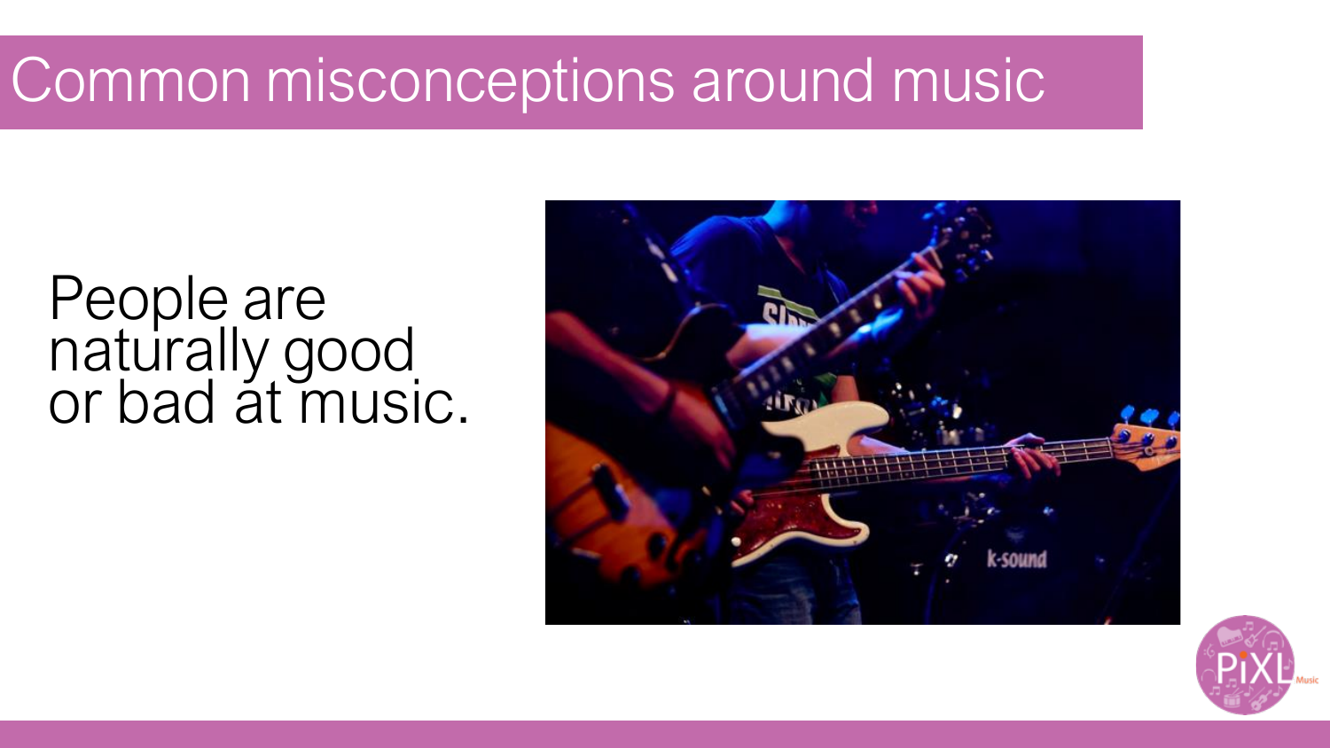# Common misconceptions around music

People are naturally good or bad at music.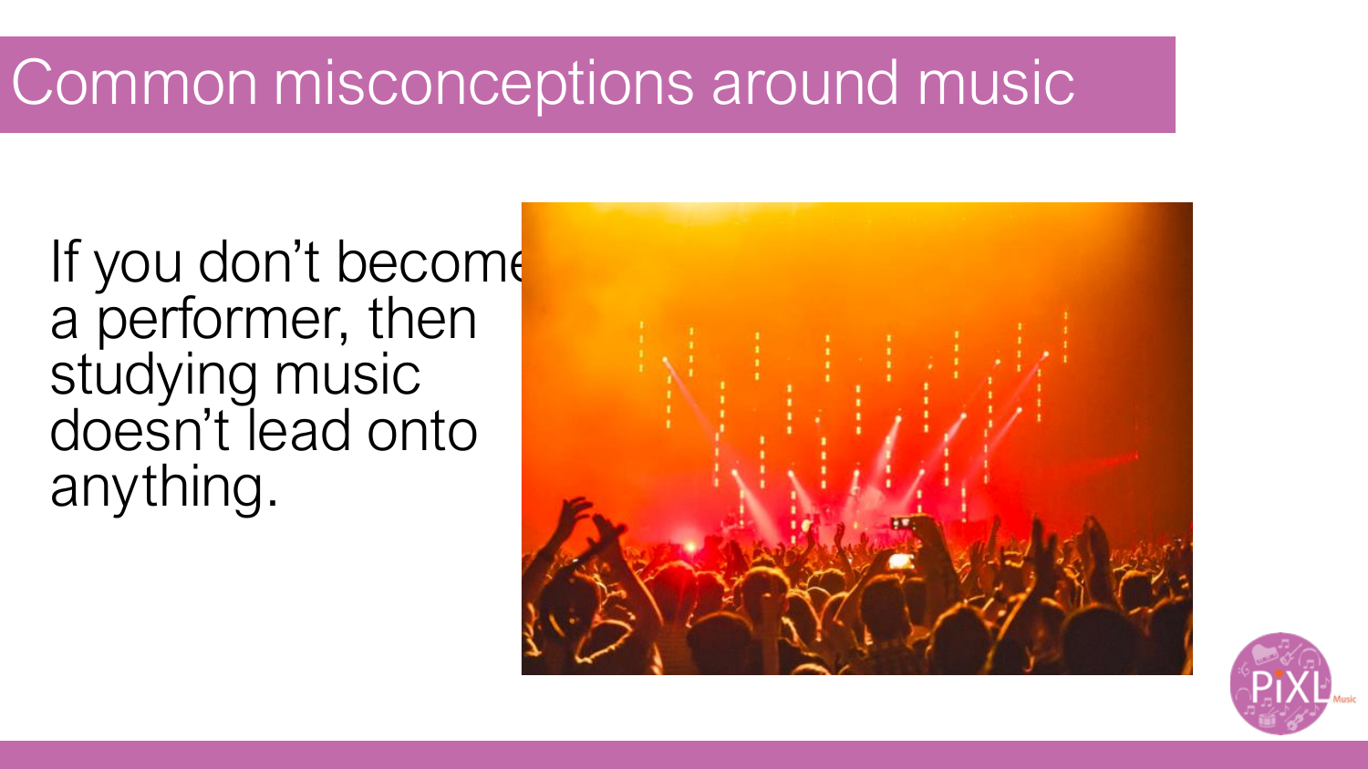# Common misconceptions around music

If you don't become a performer, then studying music doesn't lead onto anything.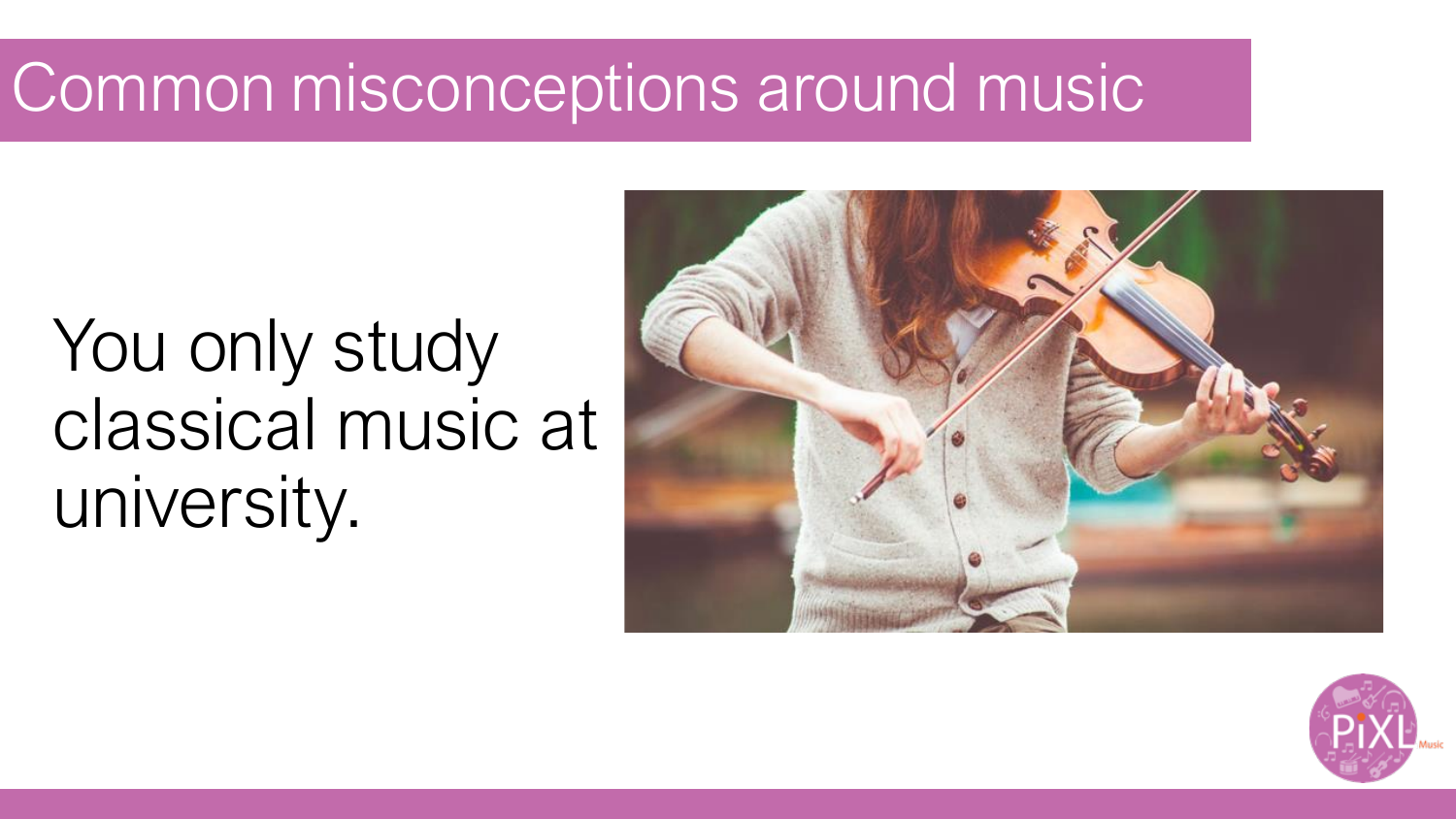# Common misconceptions around music

You only study classical music at university.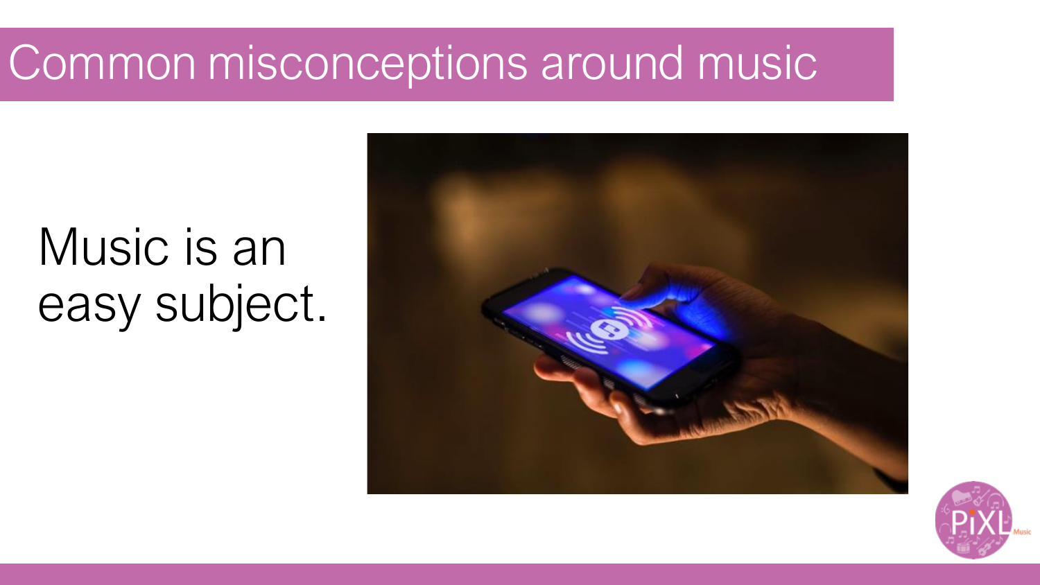# Common misconceptions around music

Music is an easy subject.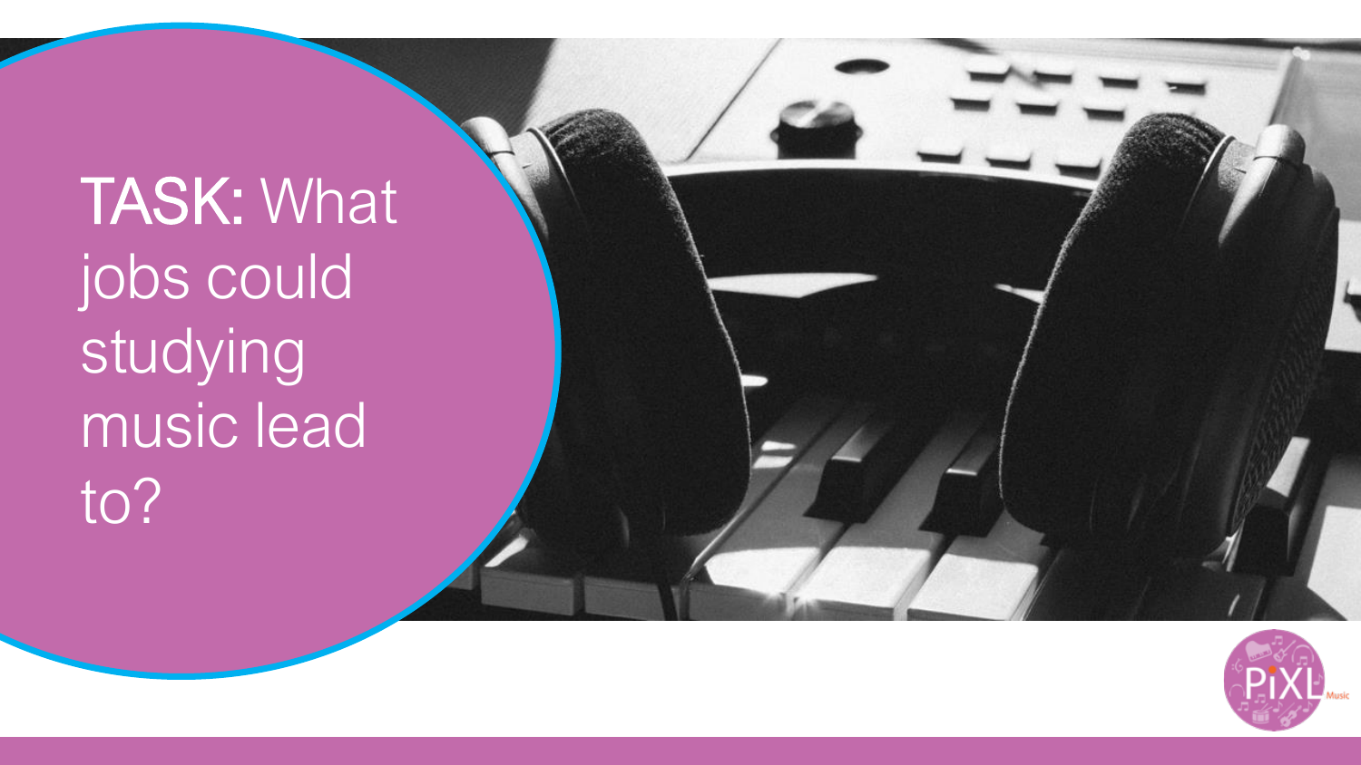**TASK:** What jobs could studying music lead to?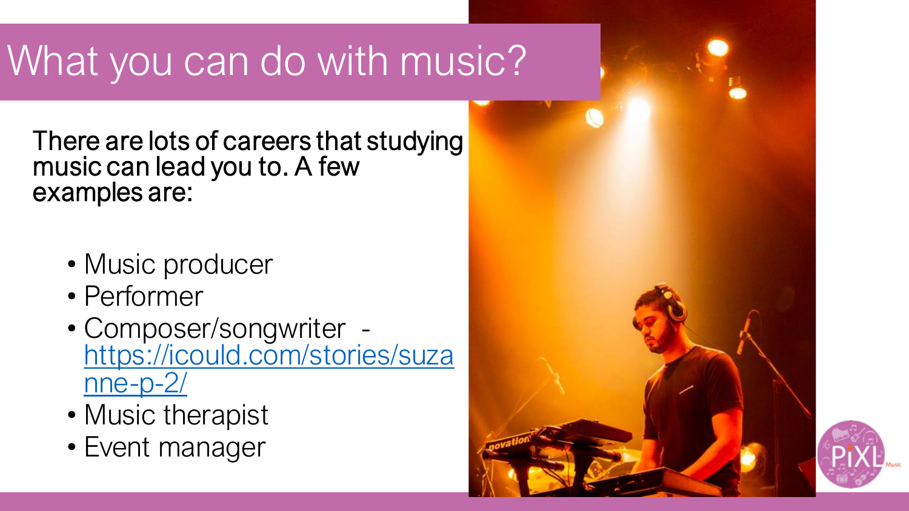# What you can do with music?

There are lots of careers that studying music can lead you to. A few examples are:

- Music producer
- Performer
- Composer/songwriter - https://icould.com/stories/suzanne-p-2/
- Music therapist
- Event manager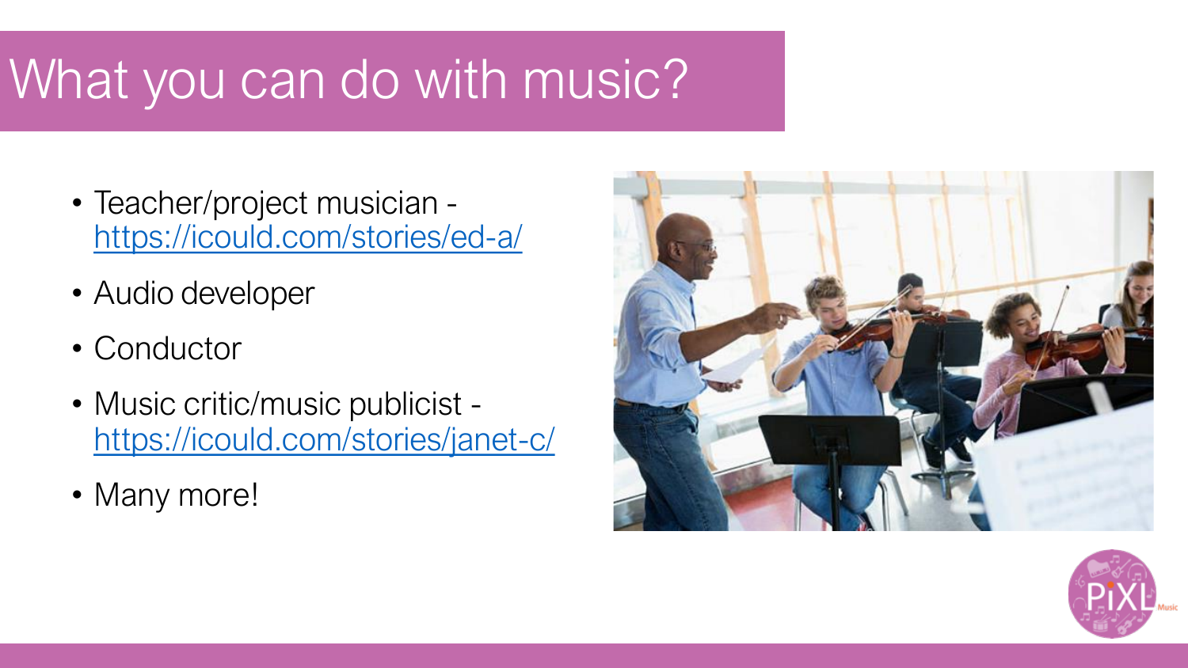# What you can do with music?

- Teacher/project musician - [https://icould.com/stories/ed-a/](https://icould.com/stories/ed-a/)
- Audio developer
- Conductor
- Music critic/music publicist - [https://icould.com/stories/janet-c/](https://icould.com/stories/janet-c/)
- Many more!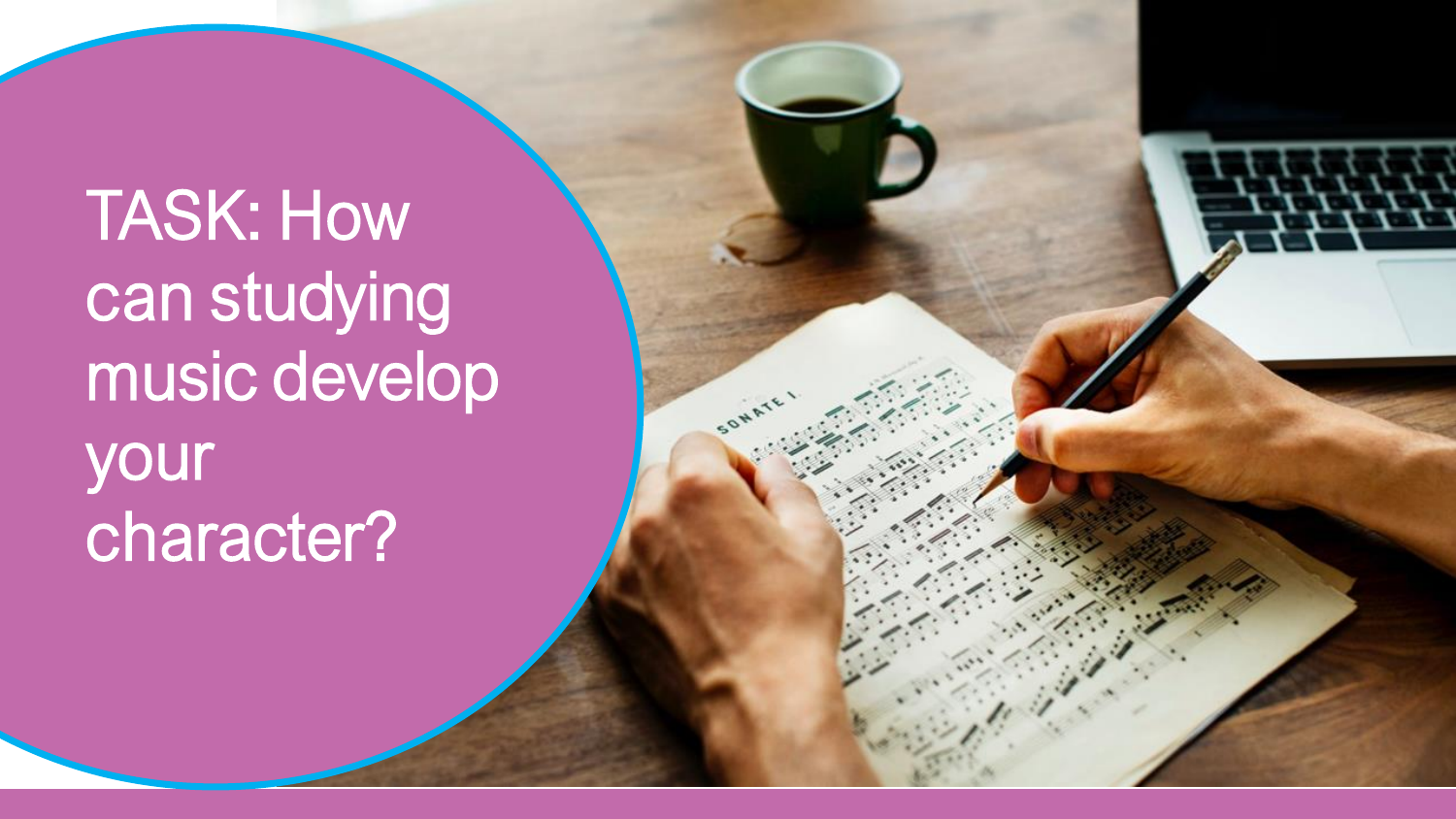TASK: How can studying music develop your character?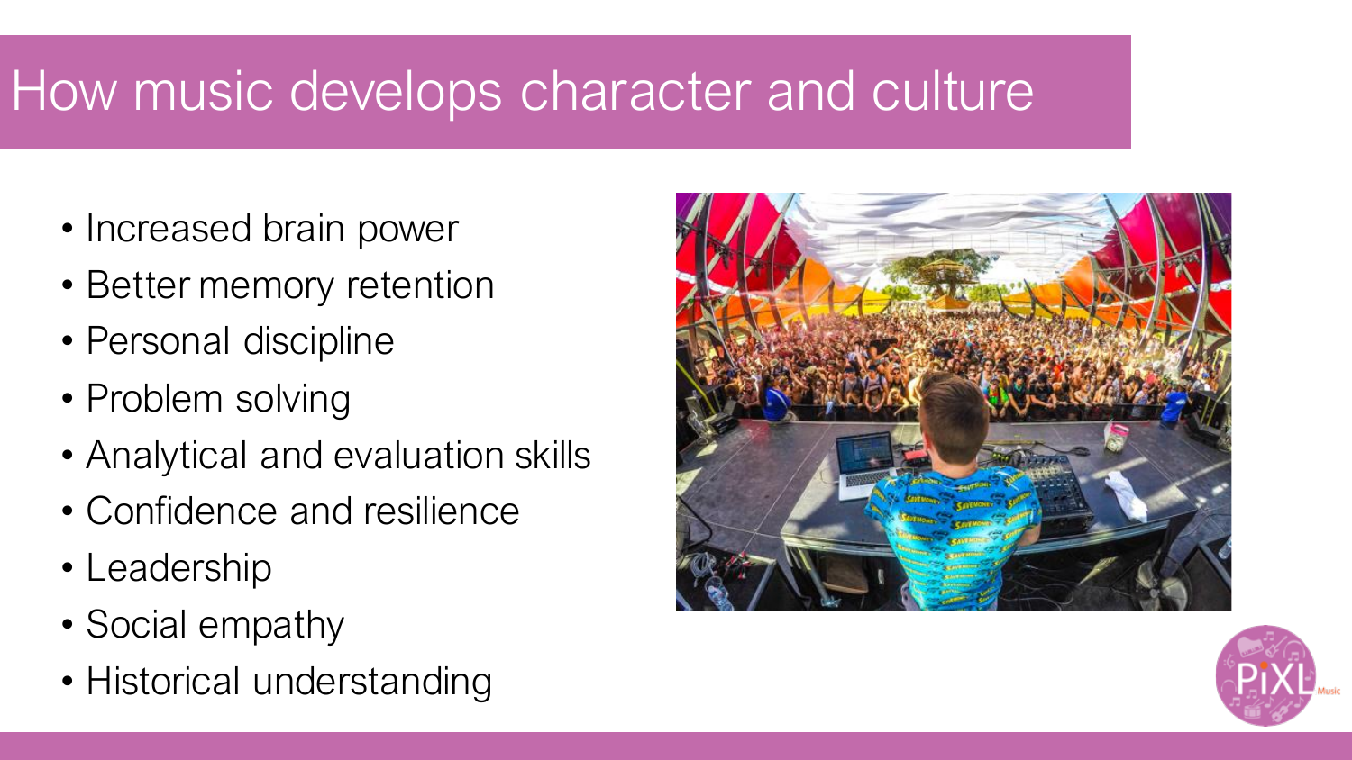# How music develops character and culture

- Increased brain power
- Better memory retention
- Personal discipline
- Problem solving
- Analytical and evaluation skills
- Confidence and resilience
- Leadership
- Social empathy
- Historical understanding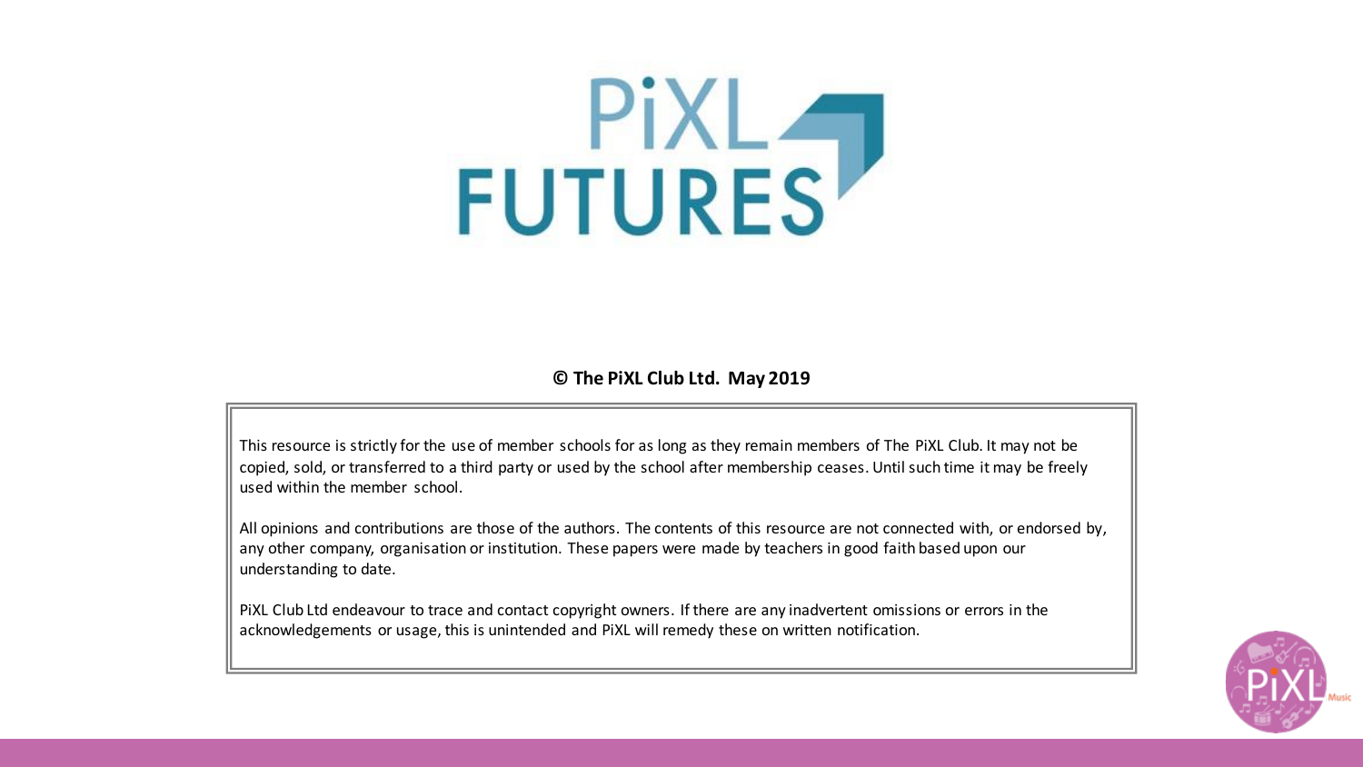# PiXL FUTURES

**© The PiXL Club Ltd. May 2019**

This resource is strictly for the use of member schools for as long as they remain members of The PiXL Club. It may not be copied, sold, or transferred to a third party or used by the school after membership ceases. Until such time it may be freely used within the member school.

All opinions and contributions are those of the authors. The contents of this resource are not connected with, or endorsed by, any other company, organisation or institution. These papers were made by teachers in good faith based upon our understanding to date.

PiXL Club Ltd endeavour to trace and contact copyright owners. If there are any inadvertent omissions or errors in the acknowledgements or usage, this is unintended and PiXL will remedy these on written notification.